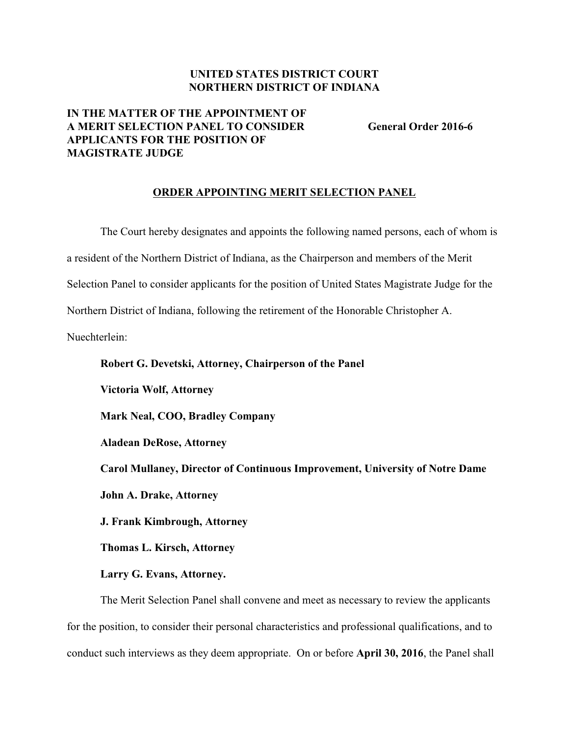**UNITED STATES DISTRICT COURT**
**NORTHERN DISTRICT OF INDIANA**

**IN THE MATTER OF THE APPOINTMENT OF A MERIT SELECTION PANEL TO CONSIDER APPLICANTS FOR THE POSITION OF MAGISTRATE JUDGE**

**General Order 2016-6**

## ORDER APPOINTING MERIT SELECTION PANEL

The Court hereby designates and appoints the following named persons, each of whom is a resident of the Northern District of Indiana, as the Chairperson and members of the Merit Selection Panel to consider applicants for the position of United States Magistrate Judge for the Northern District of Indiana, following the retirement of the Honorable Christopher A. Nuechterlein:

**Robert G. Devetski, Attorney, Chairperson of the Panel**

**Victoria Wolf, Attorney**

**Mark Neal, COO, Bradley Company**

**Aladean DeRose, Attorney**

**Carol Mullaney, Director of Continuous Improvement, University of Notre Dame**

**John A. Drake, Attorney**

**J. Frank Kimbrough, Attorney**

**Thomas L. Kirsch, Attorney**

**Larry G. Evans, Attorney.**

The Merit Selection Panel shall convene and meet as necessary to review the applicants for the position, to consider their personal characteristics and professional qualifications, and to conduct such interviews as they deem appropriate. On or before **April 30, 2016**, the Panel shall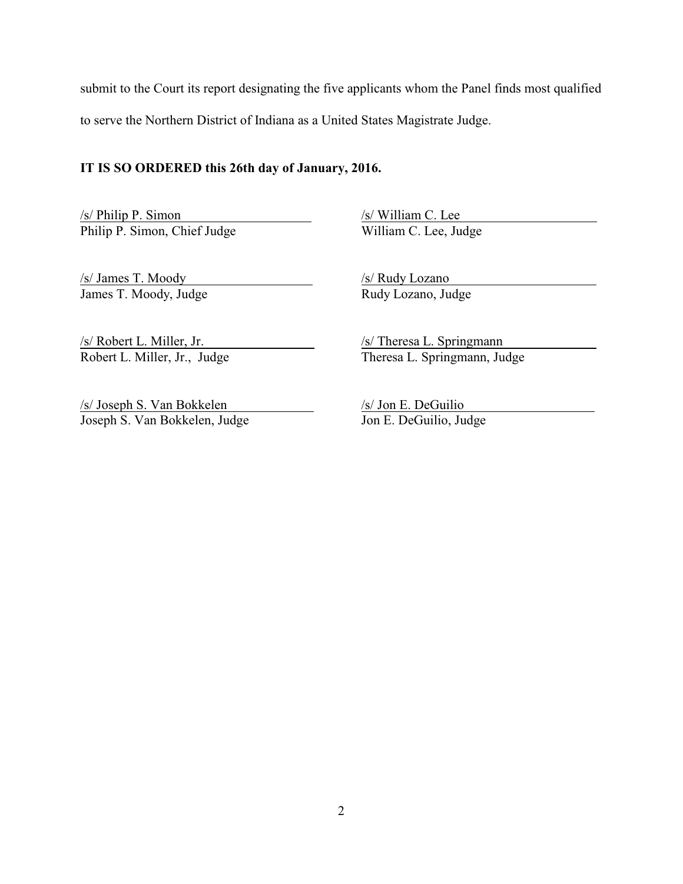submit to the Court its report designating the five applicants whom the Panel finds most qualified to serve the Northern District of Indiana as a United States Magistrate Judge.

**IT IS SO ORDERED this 26th day of January, 2016.**

/s/ Philip P. Simon
Philip P. Simon, Chief Judge

/s/ William C. Lee
William C. Lee, Judge

/s/ James T. Moody
James T. Moody, Judge

/s/ Rudy Lozano
Rudy Lozano, Judge

/s/ Robert L. Miller, Jr.
Robert L. Miller, Jr., Judge

/s/ Theresa L. Springmann
Theresa L. Springmann, Judge

/s/ Joseph S. Van Bokkelen
Joseph S. Van Bokkelen, Judge

/s/ Jon E. DeGuilio
Jon E. DeGuilio, Judge